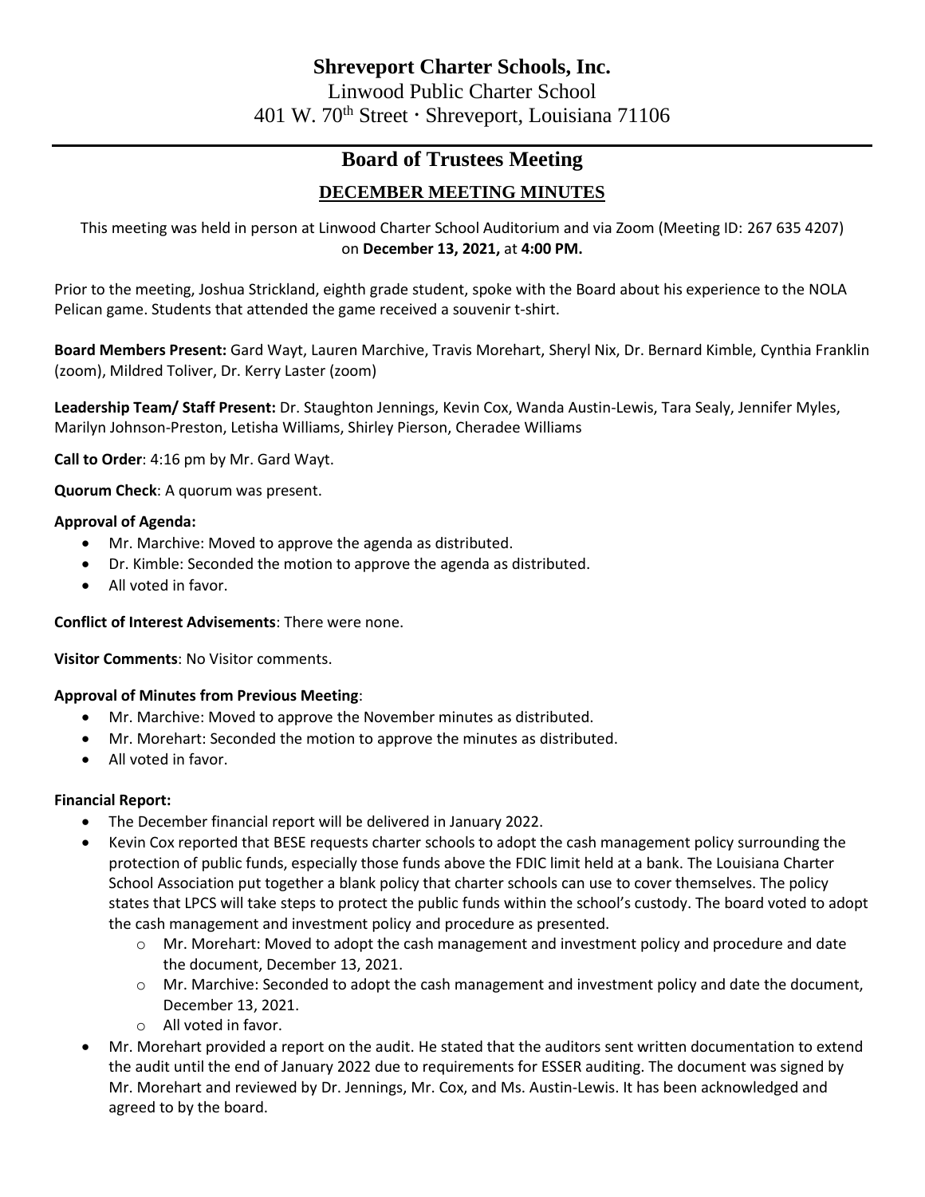# Shreveport Charter Schools, Inc.

Linwood Public Charter School

401 W. 70th Street · Shreveport, Louisiana 71106

## Board of Trustees Meeting

### DECEMBER MEETING MINUTES

This meeting was held in person at Linwood Charter School Auditorium and via Zoom (Meeting ID: 267 635 4207) on **December 13, 2021,** at **4:00 PM.**

Prior to the meeting, Joshua Strickland, eighth grade student, spoke with the Board about his experience to the NOLA Pelican game. Students that attended the game received a souvenir t-shirt.

**Board Members Present:** Gard Wayt, Lauren Marchive, Travis Morehart, Sheryl Nix, Dr. Bernard Kimble, Cynthia Franklin (zoom), Mildred Toliver, Dr. Kerry Laster (zoom)

**Leadership Team/ Staff Present:** Dr. Staughton Jennings, Kevin Cox, Wanda Austin-Lewis, Tara Sealy, Jennifer Myles, Marilyn Johnson-Preston, Letisha Williams, Shirley Pierson, Cheradee Williams

**Call to Order**: 4:16 pm by Mr. Gard Wayt.

**Quorum Check**: A quorum was present.

**Approval of Agenda:**

- Mr. Marchive: Moved to approve the agenda as distributed.
- Dr. Kimble: Seconded the motion to approve the agenda as distributed.
- All voted in favor.

**Conflict of Interest Advisements**: There were none.

**Visitor Comments**: No Visitor comments.

**Approval of Minutes from Previous Meeting**:

- Mr. Marchive: Moved to approve the November minutes as distributed.
- Mr. Morehart: Seconded the motion to approve the minutes as distributed.
- All voted in favor.

**Financial Report:**

- The December financial report will be delivered in January 2022.
- Kevin Cox reported that BESE requests charter schools to adopt the cash management policy surrounding the protection of public funds, especially those funds above the FDIC limit held at a bank. The Louisiana Charter School Association put together a blank policy that charter schools can use to cover themselves. The policy states that LPCS will take steps to protect the public funds within the school's custody. The board voted to adopt the cash management and investment policy and procedure as presented.
  - Mr. Morehart: Moved to adopt the cash management and investment policy and procedure and date the document, December 13, 2021.
  - Mr. Marchive: Seconded to adopt the cash management and investment policy and date the document, December 13, 2021.
  - All voted in favor.
- Mr. Morehart provided a report on the audit. He stated that the auditors sent written documentation to extend the audit until the end of January 2022 due to requirements for ESSER auditing. The document was signed by Mr. Morehart and reviewed by Dr. Jennings, Mr. Cox, and Ms. Austin-Lewis. It has been acknowledged and agreed to by the board.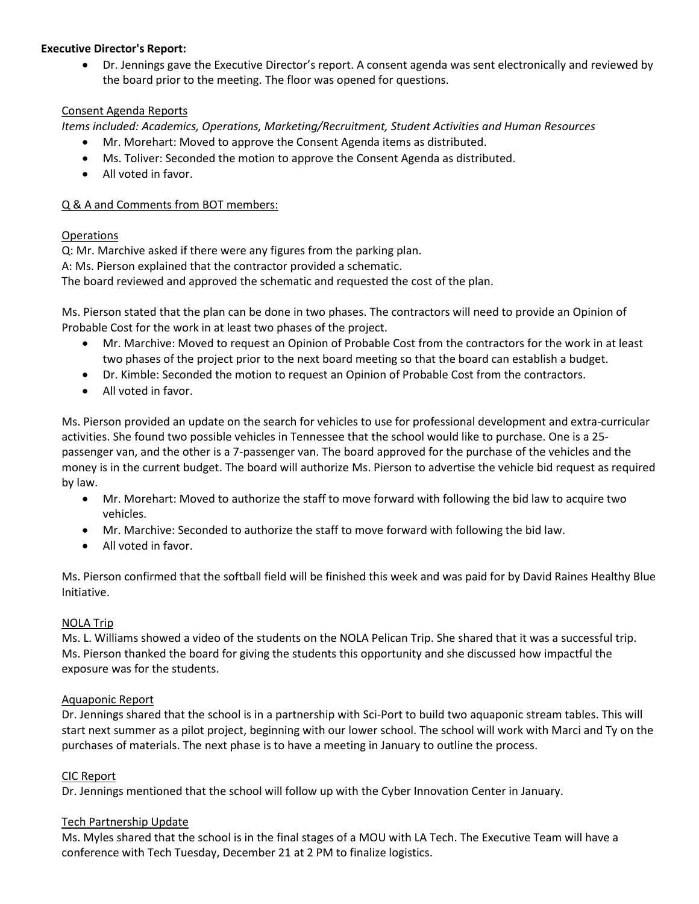**Executive Director's Report:**

- Dr. Jennings gave the Executive Director's report. A consent agenda was sent electronically and reviewed by the board prior to the meeting. The floor was opened for questions.

Consent Agenda Reports

*Items included: Academics, Operations, Marketing/Recruitment, Student Activities and Human Resources*

- Mr. Morehart: Moved to approve the Consent Agenda items as distributed.
- Ms. Toliver: Seconded the motion to approve the Consent Agenda as distributed.
- All voted in favor.

Q & A and Comments from BOT members:

Operations

Q: Mr. Marchive asked if there were any figures from the parking plan.
A: Ms. Pierson explained that the contractor provided a schematic.
The board reviewed and approved the schematic and requested the cost of the plan.

Ms. Pierson stated that the plan can be done in two phases. The contractors will need to provide an Opinion of Probable Cost for the work in at least two phases of the project.

- Mr. Marchive: Moved to request an Opinion of Probable Cost from the contractors for the work in at least two phases of the project prior to the next board meeting so that the board can establish a budget.
- Dr. Kimble: Seconded the motion to request an Opinion of Probable Cost from the contractors.
- All voted in favor.

Ms. Pierson provided an update on the search for vehicles to use for professional development and extra-curricular activities. She found two possible vehicles in Tennessee that the school would like to purchase. One is a 25-passenger van, and the other is a 7-passenger van. The board approved for the purchase of the vehicles and the money is in the current budget. The board will authorize Ms. Pierson to advertise the vehicle bid request as required by law.

- Mr. Morehart: Moved to authorize the staff to move forward with following the bid law to acquire two vehicles.
- Mr. Marchive: Seconded to authorize the staff to move forward with following the bid law.
- All voted in favor.

Ms. Pierson confirmed that the softball field will be finished this week and was paid for by David Raines Healthy Blue Initiative.

NOLA Trip

Ms. L. Williams showed a video of the students on the NOLA Pelican Trip. She shared that it was a successful trip. Ms. Pierson thanked the board for giving the students this opportunity and she discussed how impactful the exposure was for the students.

Aquaponic Report

Dr. Jennings shared that the school is in a partnership with Sci-Port to build two aquaponic stream tables. This will start next summer as a pilot project, beginning with our lower school. The school will work with Marci and Ty on the purchases of materials. The next phase is to have a meeting in January to outline the process.

CIC Report

Dr. Jennings mentioned that the school will follow up with the Cyber Innovation Center in January.

Tech Partnership Update

Ms. Myles shared that the school is in the final stages of a MOU with LA Tech. The Executive Team will have a conference with Tech Tuesday, December 21 at 2 PM to finalize logistics.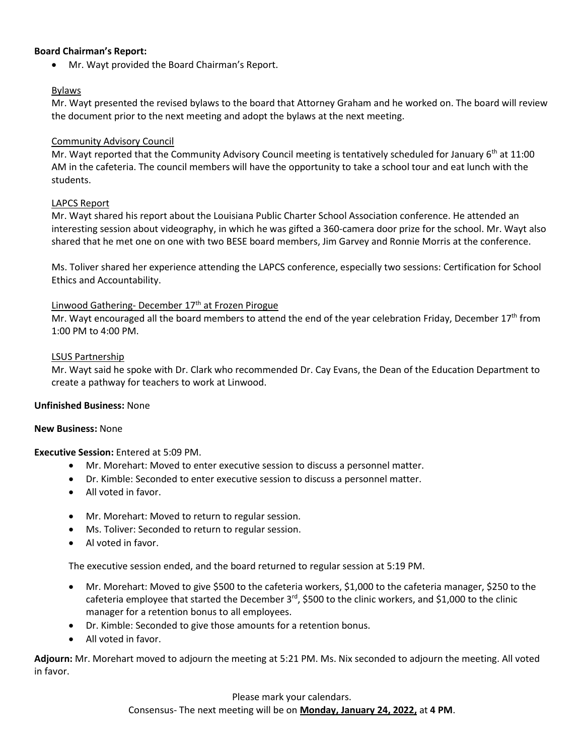**Board Chairman's Report:**

- Mr. Wayt provided the Board Chairman's Report.

Bylaws

Mr. Wayt presented the revised bylaws to the board that Attorney Graham and he worked on. The board will review the document prior to the next meeting and adopt the bylaws at the next meeting.

Community Advisory Council

Mr. Wayt reported that the Community Advisory Council meeting is tentatively scheduled for January 6th at 11:00 AM in the cafeteria. The council members will have the opportunity to take a school tour and eat lunch with the students.

LAPCS Report

Mr. Wayt shared his report about the Louisiana Public Charter School Association conference. He attended an interesting session about videography, in which he was gifted a 360-camera door prize for the school. Mr. Wayt also shared that he met one on one with two BESE board members, Jim Garvey and Ronnie Morris at the conference.

Ms. Toliver shared her experience attending the LAPCS conference, especially two sessions: Certification for School Ethics and Accountability.

Linwood Gathering- December 17th at Frozen Pirogue

Mr. Wayt encouraged all the board members to attend the end of the year celebration Friday, December 17th from 1:00 PM to 4:00 PM.

LSUS Partnership

Mr. Wayt said he spoke with Dr. Clark who recommended Dr. Cay Evans, the Dean of the Education Department to create a pathway for teachers to work at Linwood.

**Unfinished Business:** None

**New Business:** None

**Executive Session:** Entered at 5:09 PM.

- Mr. Morehart: Moved to enter executive session to discuss a personnel matter.
- Dr. Kimble: Seconded to enter executive session to discuss a personnel matter.
- All voted in favor.

- Mr. Morehart: Moved to return to regular session.
- Ms. Toliver: Seconded to return to regular session.
- Al voted in favor.

The executive session ended, and the board returned to regular session at 5:19 PM.

- Mr. Morehart: Moved to give $500 to the cafeteria workers, $1,000 to the cafeteria manager, $250 to the cafeteria employee that started the December 3rd, $500 to the clinic workers, and $1,000 to the clinic manager for a retention bonus to all employees.
- Dr. Kimble: Seconded to give those amounts for a retention bonus.
- All voted in favor.

**Adjourn:** Mr. Morehart moved to adjourn the meeting at 5:21 PM. Ms. Nix seconded to adjourn the meeting. All voted in favor.

Please mark your calendars.

Consensus- The next meeting will be on **Monday, January 24, 2022,** at **4 PM**.